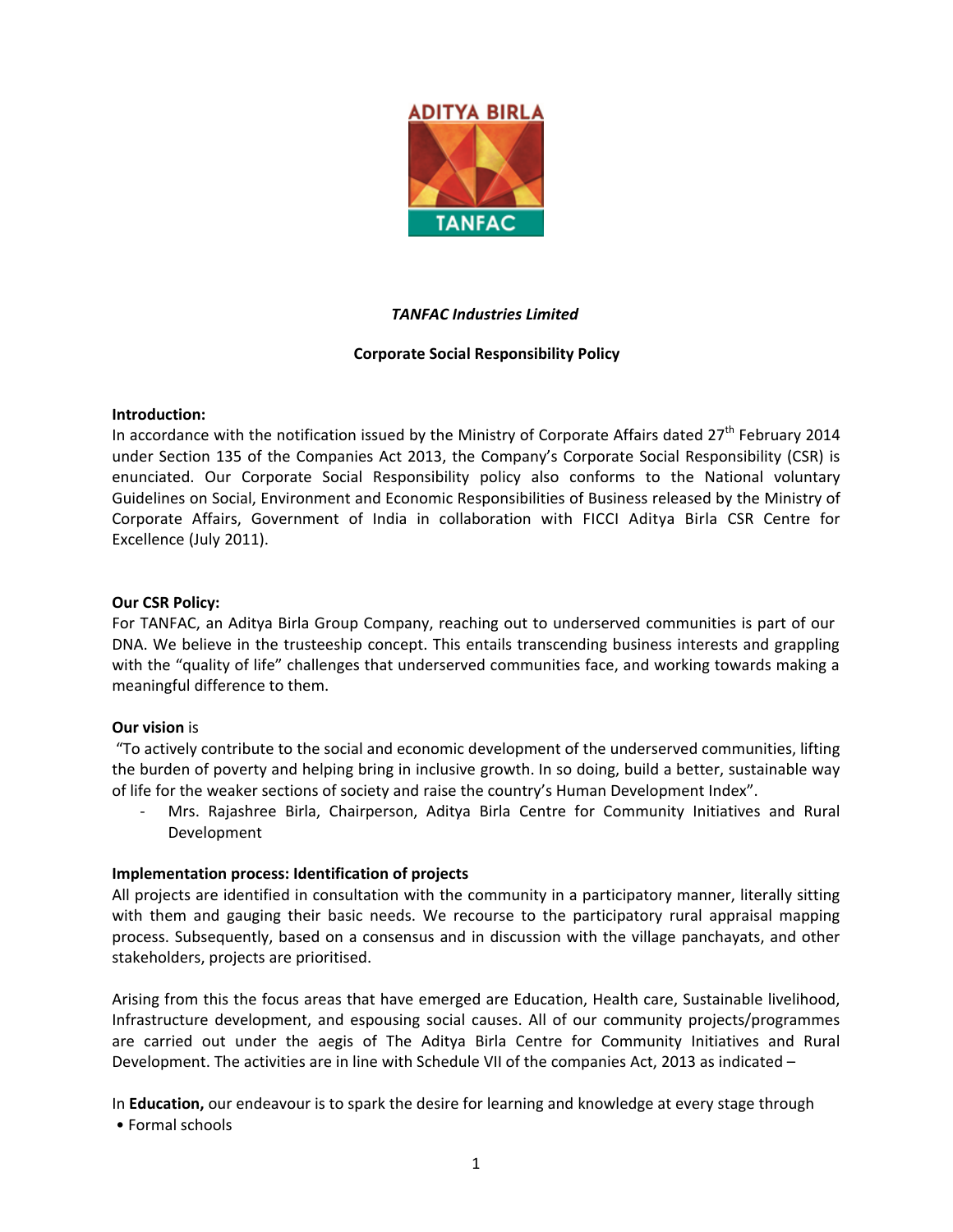*TANFAC Industries Limited*

**Corporate Social Responsibility Policy**

**Introduction:**
In accordance with the notification issued by the Ministry of Corporate Affairs dated 27th February 2014 under Section 135 of the Companies Act 2013, the Company's Corporate Social Responsibility (CSR) is enunciated. Our Corporate Social Responsibility policy also conforms to the National voluntary Guidelines on Social, Environment and Economic Responsibilities of Business released by the Ministry of Corporate Affairs, Government of India in collaboration with FICCI Aditya Birla CSR Centre for Excellence (July 2011).

**Our CSR Policy:**
For TANFAC, an Aditya Birla Group Company, reaching out to underserved communities is part of our DNA. We believe in the trusteeship concept. This entails transcending business interests and grappling with the "quality of life" challenges that underserved communities face, and working towards making a meaningful difference to them.

**Our vision** is
"To actively contribute to the social and economic development of the underserved communities, lifting the burden of poverty and helping bring in inclusive growth. In so doing, build a better, sustainable way of life for the weaker sections of society and raise the country's Human Development Index".

- Mrs. Rajashree Birla, Chairperson, Aditya Birla Centre for Community Initiatives and Rural Development

**Implementation process: Identification of projects**
All projects are identified in consultation with the community in a participatory manner, literally sitting with them and gauging their basic needs. We recourse to the participatory rural appraisal mapping process. Subsequently, based on a consensus and in discussion with the village panchayats, and other stakeholders, projects are prioritised.

Arising from this the focus areas that have emerged are Education, Health care, Sustainable livelihood, Infrastructure development, and espousing social causes. All of our community projects/programmes are carried out under the aegis of The Aditya Birla Centre for Community Initiatives and Rural Development. The activities are in line with Schedule VII of the companies Act, 2013 as indicated –

In **Education,** our endeavour is to spark the desire for learning and knowledge at every stage through

- Formal schools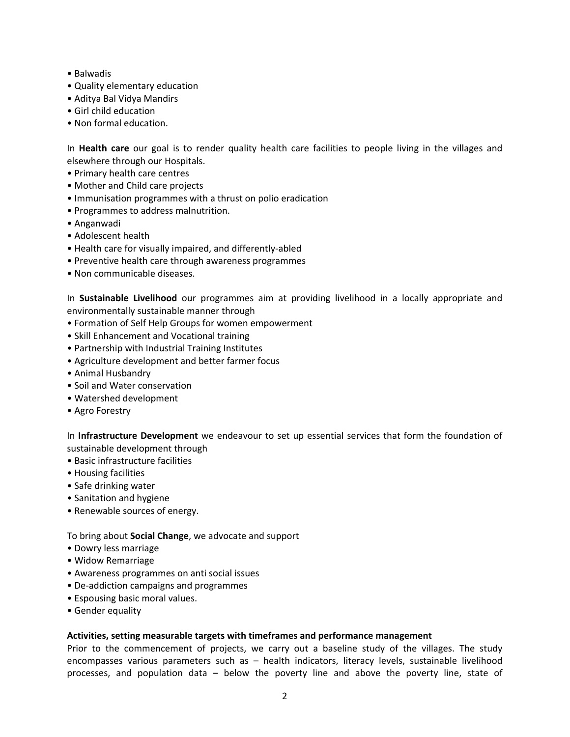- Balwadis
- Quality elementary education
- Aditya Bal Vidya Mandirs
- Girl child education
- Non formal education.

In **Health care** our goal is to render quality health care facilities to people living in the villages and elsewhere through our Hospitals.

- Primary health care centres
- Mother and Child care projects
- Immunisation programmes with a thrust on polio eradication
- Programmes to address malnutrition.
- Anganwadi
- Adolescent health
- Health care for visually impaired, and differently-abled
- Preventive health care through awareness programmes
- Non communicable diseases.

In **Sustainable Livelihood** our programmes aim at providing livelihood in a locally appropriate and environmentally sustainable manner through

- Formation of Self Help Groups for women empowerment
- Skill Enhancement and Vocational training
- Partnership with Industrial Training Institutes
- Agriculture development and better farmer focus
- Animal Husbandry
- Soil and Water conservation
- Watershed development
- Agro Forestry

In **Infrastructure Development** we endeavour to set up essential services that form the foundation of sustainable development through

- Basic infrastructure facilities
- Housing facilities
- Safe drinking water
- Sanitation and hygiene
- Renewable sources of energy.

To bring about **Social Change**, we advocate and support

- Dowry less marriage
- Widow Remarriage
- Awareness programmes on anti social issues
- De-addiction campaigns and programmes
- Espousing basic moral values.
- Gender equality

**Activities, setting measurable targets with timeframes and performance management**

Prior to the commencement of projects, we carry out a baseline study of the villages. The study encompasses various parameters such as – health indicators, literacy levels, sustainable livelihood processes, and population data – below the poverty line and above the poverty line, state of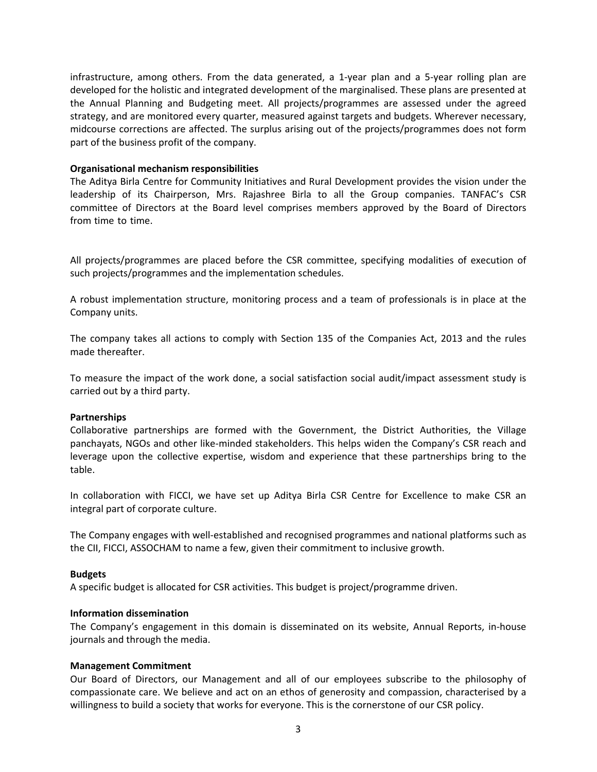infrastructure, among others. From the data generated, a 1-year plan and a 5-year rolling plan are developed for the holistic and integrated development of the marginalised. These plans are presented at the Annual Planning and Budgeting meet. All projects/programmes are assessed under the agreed strategy, and are monitored every quarter, measured against targets and budgets. Wherever necessary, midcourse corrections are affected. The surplus arising out of the projects/programmes does not form part of the business profit of the company.

**Organisational mechanism responsibilities**

The Aditya Birla Centre for Community Initiatives and Rural Development provides the vision under the leadership of its Chairperson, Mrs. Rajashree Birla to all the Group companies. TANFAC's CSR committee of Directors at the Board level comprises members approved by the Board of Directors from time to time.

All projects/programmes are placed before the CSR committee, specifying modalities of execution of such projects/programmes and the implementation schedules.

A robust implementation structure, monitoring process and a team of professionals is in place at the Company units.

The company takes all actions to comply with Section 135 of the Companies Act, 2013 and the rules made thereafter.

To measure the impact of the work done, a social satisfaction social audit/impact assessment study is carried out by a third party.

**Partnerships**

Collaborative partnerships are formed with the Government, the District Authorities, the Village panchayats, NGOs and other like-minded stakeholders. This helps widen the Company's CSR reach and leverage upon the collective expertise, wisdom and experience that these partnerships bring to the table.

In collaboration with FICCI, we have set up Aditya Birla CSR Centre for Excellence to make CSR an integral part of corporate culture.

The Company engages with well-established and recognised programmes and national platforms such as the CII, FICCI, ASSOCHAM to name a few, given their commitment to inclusive growth.

**Budgets**

A specific budget is allocated for CSR activities. This budget is project/programme driven.

**Information dissemination**

The Company's engagement in this domain is disseminated on its website, Annual Reports, in-house journals and through the media.

**Management Commitment**

Our Board of Directors, our Management and all of our employees subscribe to the philosophy of compassionate care. We believe and act on an ethos of generosity and compassion, characterised by a willingness to build a society that works for everyone. This is the cornerstone of our CSR policy.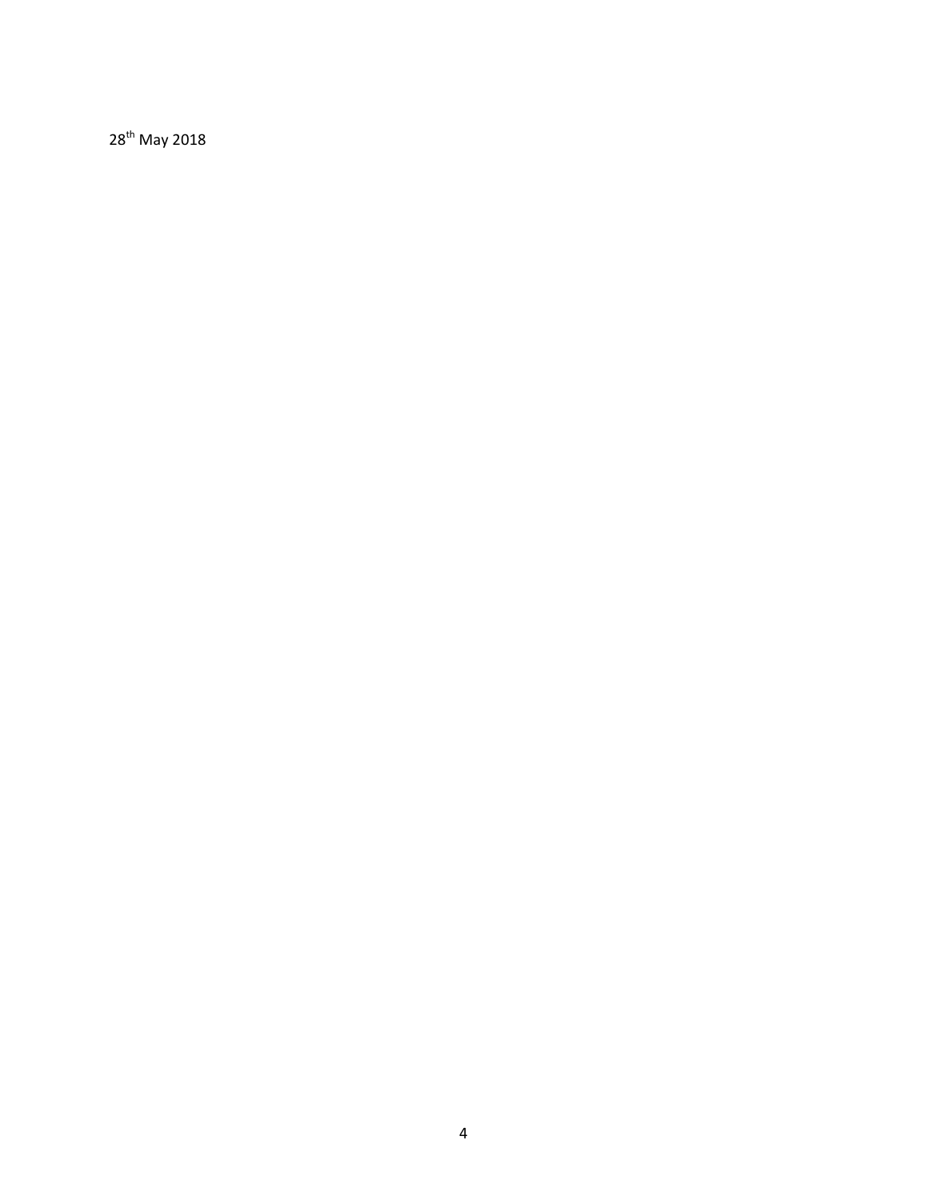28th May 2018